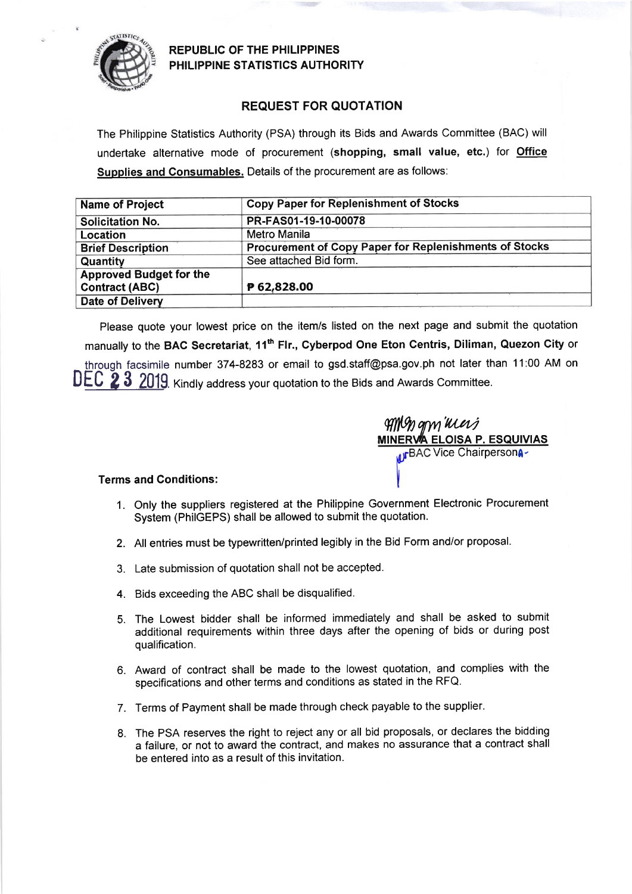**REPUBLIC OF THE PHILIPPINES**
**PHILIPPINE STATISTICS AUTHORITY**

## REQUEST FOR QUOTATION

The Philippine Statistics Authority (PSA) through its Bids and Awards Committee (BAC) will undertake alternative mode of procurement (**shopping, small value, etc.**) for **Office Supplies and Consumables.** Details of the procurement are as follows:

| Name of Project | Copy Paper for Replenishment of Stocks |
|---|---|
| Solicitation No. | PR-FAS01-19-10-00078 |
| Location | Metro Manila |
| Brief Description | Procurement of Copy Paper for Replenishments of Stocks |
| Quantity | See attached Bid form. |
| Approved Budget for the Contract (ABC) | ₱ 62,828.00 |
| Date of Delivery | |

Please quote your lowest price on the item/s listed on the next page and submit the quotation manually to the **BAC Secretariat, 11th Flr., Cyberpod One Eton Centris, Diliman, Quezon City** or through facsimile number 374-8283 or email to gsd.staff@psa.gov.ph not later than 11:00 AM on DEC 23 2019. Kindly address your quotation to the Bids and Awards Committee.

**MINERVA ELOISA P. ESQUIVIAS**
BAC Vice Chairperson

**Terms and Conditions:**

1. Only the suppliers registered at the Philippine Government Electronic Procurement System (PhilGEPS) shall be allowed to submit the quotation.
2. All entries must be typewritten/printed legibly in the Bid Form and/or proposal.
3. Late submission of quotation shall not be accepted.
4. Bids exceeding the ABC shall be disqualified.
5. The Lowest bidder shall be informed immediately and shall be asked to submit additional requirements within three days after the opening of bids or during post qualification.
6. Award of contract shall be made to the lowest quotation, and complies with the specifications and other terms and conditions as stated in the RFQ.
7. Terms of Payment shall be made through check payable to the supplier.
8. The PSA reserves the right to reject any or all bid proposals, or declares the bidding a failure, or not to award the contract, and makes no assurance that a contract shall be entered into as a result of this invitation.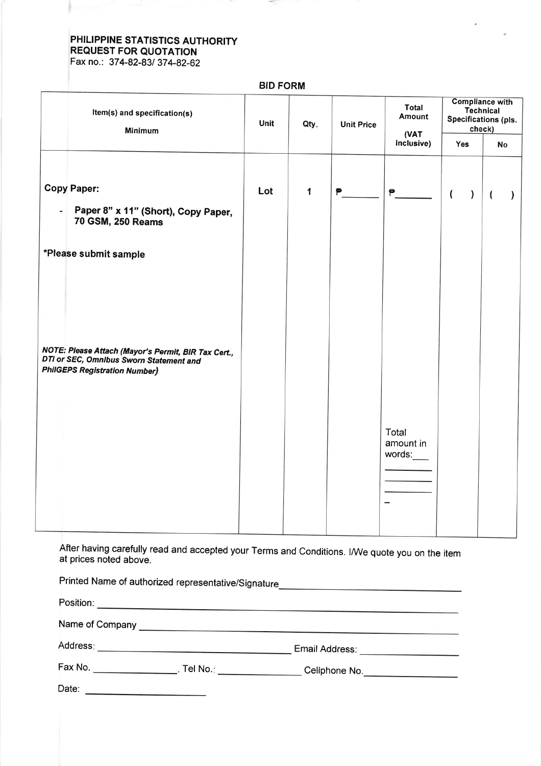**PHILIPPINE STATISTICS AUTHORITY**
**REQUEST FOR QUOTATION**
Fax no.: 374-82-83/ 374-82-62

## BID FORM

| Item(s) and specification(s) Minimum | Unit | Qty. | Unit Price | Total Amount (VAT inclusive) | Compliance with Technical Specifications (pls. check) | |
|---|---|---|---|---|---|---|
| | | | | | Yes | No |
| **Copy Paper:**<br>- **Paper 8" x 11" (Short), Copy Paper, 70 GSM, 250 Reams**<br><br>**\*Please submit sample**<br><br>***NOTE: Please Attach (Mayor's Permit, BIR Tax Cert., DTI or SEC, Omnibus Sworn Statement and PhilGEPS Registration Number)*** | Lot | 1 | ₱______ | ₱______<br><br>Total amount in words:___<br>__________<br>__________<br>__________<br>_ | ( ) | ( ) |

After having carefully read and accepted your Terms and Conditions. I/We quote you on the item at prices noted above.

Printed Name of authorized representative/Signature________________________________

Position: ________________________________________________________________

Name of Company _________________________________________________________

Address: ____________________________________ Email Address: __________________

Fax No. ________________. Tel No.: ________________ Cellphone No.________________

Date: _______________________